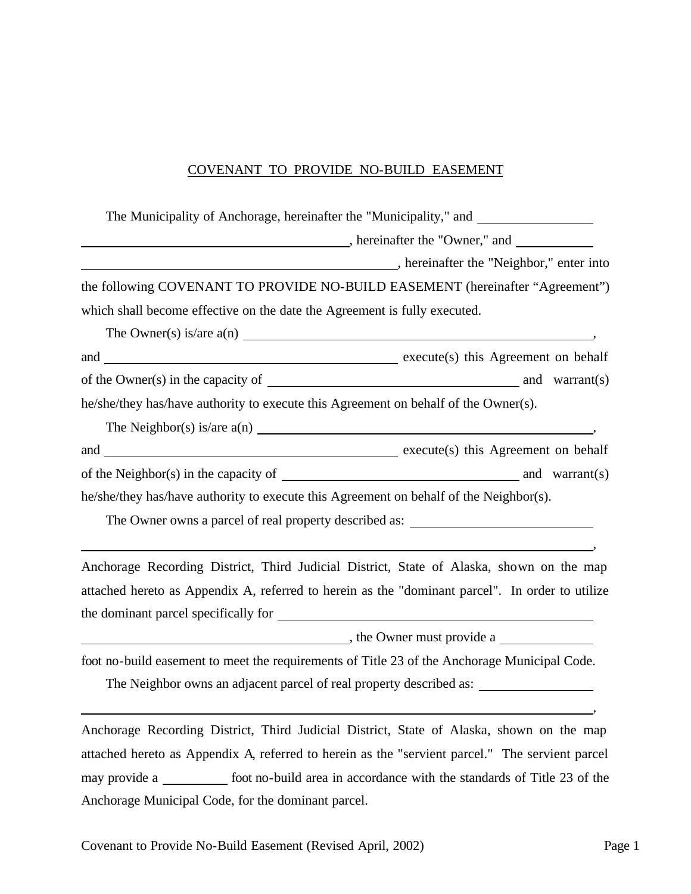# COVENANT TO PROVIDE NO-BUILD EASEMENT

The Municipality of Anchorage, hereinafter the "Municipality," and ________________ ________________________________________, hereinafter the "Owner," and ___________ ________________________________________________, hereinafter the "Neighbor," enter into the following COVENANT TO PROVIDE NO-BUILD EASEMENT (hereinafter "Agreement") which shall become effective on the date the Agreement is fully executed.

The Owner(s) is/are a(n) ____________________________________________________, and ______________________________________________ execute(s) this Agreement on behalf of the Owner(s) in the capacity of ______________________________________ and warrant(s) he/she/they has/have authority to execute this Agreement on behalf of the Owner(s).

The Neighbor(s) is/are a(n) __________________________________________________, and ______________________________________________ execute(s) this Agreement on behalf of the Neighbor(s) in the capacity of _____________________________________ and warrant(s) he/she/they has/have authority to execute this Agreement on behalf of the Neighbor(s).

The Owner owns a parcel of real property described as: ___________________________ ________________________________________________________________________________, Anchorage Recording District, Third Judicial District, State of Alaska, shown on the map attached hereto as Appendix A, referred to herein as the "dominant parcel". In order to utilize the dominant parcel specifically for _________________________________________________ ________________________________________, the Owner must provide a _____________ foot no-build easement to meet the requirements of Title 23 of the Anchorage Municipal Code.

The Neighbor owns an adjacent parcel of real property described as: ________________ ________________________________________________________________________________, Anchorage Recording District, Third Judicial District, State of Alaska, shown on the map attached hereto as Appendix A, referred to herein as the "servient parcel." The servient parcel may provide a __________ foot no-build area in accordance with the standards of Title 23 of the Anchorage Municipal Code, for the dominant parcel.

Covenant to Provide No-Build Easement (Revised April, 2002)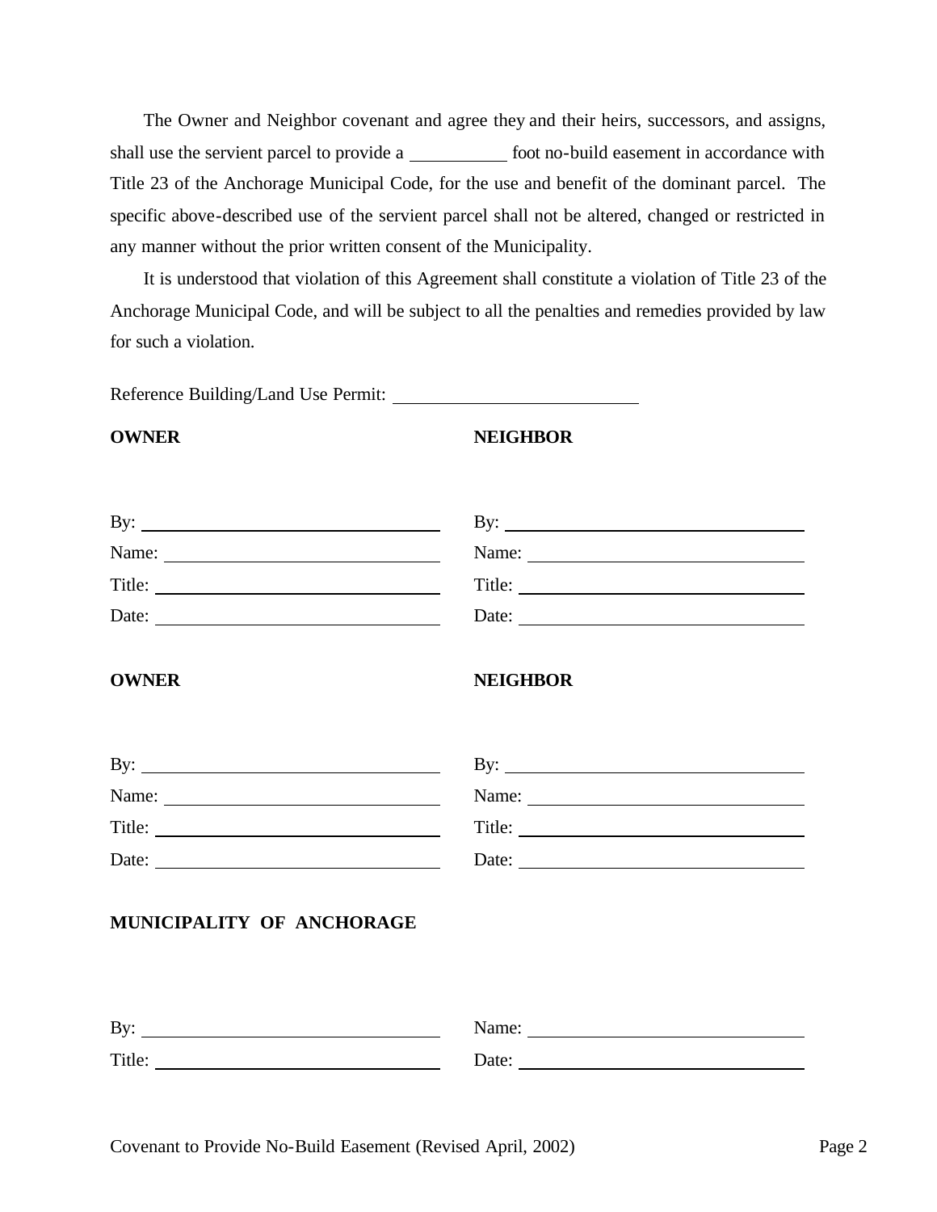The Owner and Neighbor covenant and agree they and their heirs, successors, and assigns, shall use the servient parcel to provide a __________ foot no-build easement in accordance with Title 23 of the Anchorage Municipal Code, for the use and benefit of the dominant parcel. The specific above-described use of the servient parcel shall not be altered, changed or restricted in any manner without the prior written consent of the Municipality.

It is understood that violation of this Agreement shall constitute a violation of Title 23 of the Anchorage Municipal Code, and will be subject to all the penalties and remedies provided by law for such a violation.

Reference Building/Land Use Permit: ____________________________

| **OWNER** | **NEIGHBOR** |
|---|---|
| By: ______________________________ | By: ______________________________ |
| Name: ____________________________ | Name: ____________________________ |
| Title: _____________________________ | Title: _____________________________ |
| Date: _____________________________ | Date: _____________________________ |

| **OWNER** | **NEIGHBOR** |
|---|---|
| By: ______________________________ | By: ______________________________ |
| Name: ____________________________ | Name: ____________________________ |
| Title: _____________________________ | Title: _____________________________ |
| Date: _____________________________ | Date: _____________________________ |

**MUNICIPALITY OF ANCHORAGE**

| | |
|---|---|
| By: ______________________________ | Name: ____________________________ |
| Title: _____________________________ | Date: _____________________________ |

Covenant to Provide No-Build Easement (Revised April, 2002)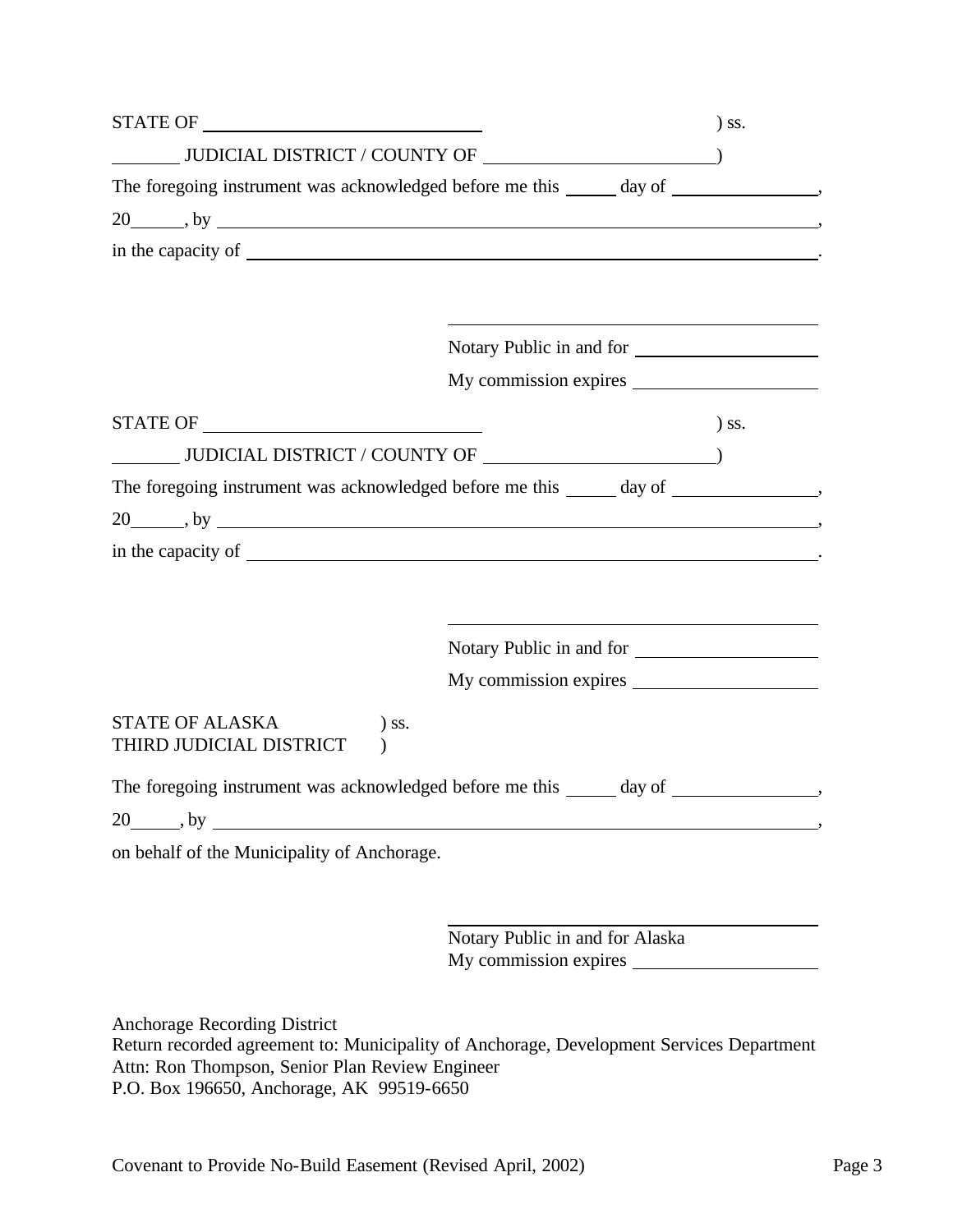STATE OF ______________________________ ) ss.

________ JUDICIAL DISTRICT / COUNTY OF __________________________)

The foregoing instrument was acknowledged before me this ______ day of ________________,

20______, by ______________________________________________________________________,

in the capacity of _________________________________________________________________.

_______________________________________

Notary Public in and for ____________________

My commission expires ____________________

STATE OF ______________________________ ) ss.

________ JUDICIAL DISTRICT / COUNTY OF __________________________)

The foregoing instrument was acknowledged before me this ______ day of ________________,

20______, by ______________________________________________________________________,

in the capacity of _________________________________________________________________.

_______________________________________

Notary Public in and for ____________________

My commission expires ____________________

STATE OF ALASKA ) ss.
THIRD JUDICIAL DISTRICT )

The foregoing instrument was acknowledged before me this ______ day of ________________,

20______, by ______________________________________________________________________,

on behalf of the Municipality of Anchorage.

_______________________________________

Notary Public in and for Alaska
My commission expires ____________________

Anchorage Recording District
Return recorded agreement to: Municipality of Anchorage, Development Services Department
Attn: Ron Thompson, Senior Plan Review Engineer
P.O. Box 196650, Anchorage, AK 99519-6650

Covenant to Provide No-Build Easement (Revised April, 2002)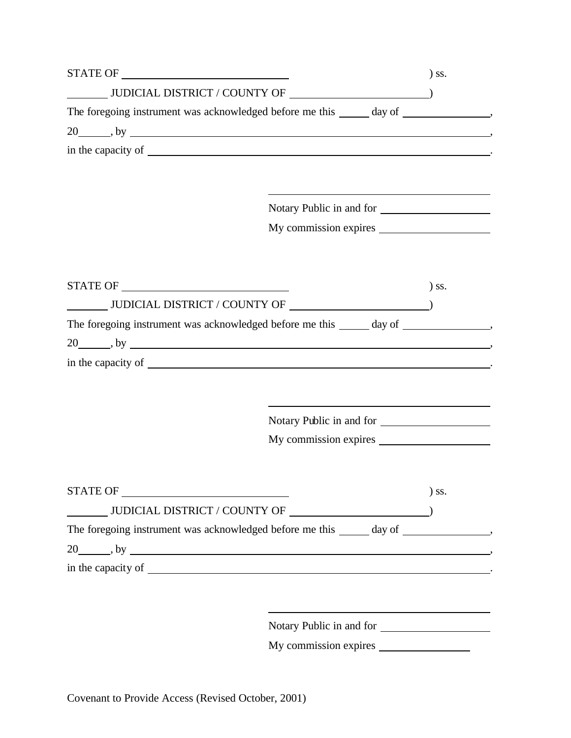STATE OF \_\_\_\_\_\_\_\_\_\_\_\_\_\_\_\_\_\_\_\_\_\_\_\_\_\_\_\_\_\_ ) ss.

\_\_\_\_\_\_\_\_ JUDICIAL DISTRICT / COUNTY OF \_\_\_\_\_\_\_\_\_\_\_\_\_\_\_\_\_\_\_\_\_\_\_\_\_\_)

The foregoing instrument was acknowledged before me this \_\_\_\_\_ day of \_\_\_\_\_\_\_\_\_\_\_\_\_\_\_\_,

20\_\_\_\_\_\_, by \_\_\_\_\_\_\_\_\_\_\_\_\_\_\_\_\_\_\_\_\_\_\_\_\_\_\_\_\_\_\_\_\_\_\_\_\_\_\_\_\_\_\_\_\_\_\_\_\_\_\_\_\_\_\_\_\_\_\_\_\_\_\_\_\_\_\_\_\_\_,

in the capacity of \_\_\_\_\_\_\_\_\_\_\_\_\_\_\_\_\_\_\_\_\_\_\_\_\_\_\_\_\_\_\_\_\_\_\_\_\_\_\_\_\_\_\_\_\_\_\_\_\_\_\_\_\_\_\_\_\_\_\_\_\_\_\_\_\_.

\_\_\_\_\_\_\_\_\_\_\_\_\_\_\_\_\_\_\_\_\_\_\_\_\_\_\_\_\_\_\_\_\_\_\_\_\_\_\_\_

Notary Public in and for \_\_\_\_\_\_\_\_\_\_\_\_\_\_\_\_\_\_\_\_

My commission expires \_\_\_\_\_\_\_\_\_\_\_\_\_\_\_\_\_\_\_\_

STATE OF \_\_\_\_\_\_\_\_\_\_\_\_\_\_\_\_\_\_\_\_\_\_\_\_\_\_\_\_\_\_ ) ss.

\_\_\_\_\_\_\_\_ JUDICIAL DISTRICT / COUNTY OF \_\_\_\_\_\_\_\_\_\_\_\_\_\_\_\_\_\_\_\_\_\_\_\_\_\_)

The foregoing instrument was acknowledged before me this \_\_\_\_\_ day of \_\_\_\_\_\_\_\_\_\_\_\_\_\_\_\_,

20\_\_\_\_\_\_, by \_\_\_\_\_\_\_\_\_\_\_\_\_\_\_\_\_\_\_\_\_\_\_\_\_\_\_\_\_\_\_\_\_\_\_\_\_\_\_\_\_\_\_\_\_\_\_\_\_\_\_\_\_\_\_\_\_\_\_\_\_\_\_\_\_\_\_\_\_\_,

in the capacity of \_\_\_\_\_\_\_\_\_\_\_\_\_\_\_\_\_\_\_\_\_\_\_\_\_\_\_\_\_\_\_\_\_\_\_\_\_\_\_\_\_\_\_\_\_\_\_\_\_\_\_\_\_\_\_\_\_\_\_\_\_\_\_\_\_.

\_\_\_\_\_\_\_\_\_\_\_\_\_\_\_\_\_\_\_\_\_\_\_\_\_\_\_\_\_\_\_\_\_\_\_\_\_\_\_\_

Notary Public in and for \_\_\_\_\_\_\_\_\_\_\_\_\_\_\_\_\_\_\_\_

My commission expires \_\_\_\_\_\_\_\_\_\_\_\_\_\_\_\_\_\_\_\_

STATE OF \_\_\_\_\_\_\_\_\_\_\_\_\_\_\_\_\_\_\_\_\_\_\_\_\_\_\_\_\_\_ ) ss.

\_\_\_\_\_\_\_\_ JUDICIAL DISTRICT / COUNTY OF \_\_\_\_\_\_\_\_\_\_\_\_\_\_\_\_\_\_\_\_\_\_\_\_\_\_)

The foregoing instrument was acknowledged before me this \_\_\_\_\_ day of \_\_\_\_\_\_\_\_\_\_\_\_\_\_\_\_,

20\_\_\_\_\_\_, by \_\_\_\_\_\_\_\_\_\_\_\_\_\_\_\_\_\_\_\_\_\_\_\_\_\_\_\_\_\_\_\_\_\_\_\_\_\_\_\_\_\_\_\_\_\_\_\_\_\_\_\_\_\_\_\_\_\_\_\_\_\_\_\_\_\_\_\_\_\_,

in the capacity of \_\_\_\_\_\_\_\_\_\_\_\_\_\_\_\_\_\_\_\_\_\_\_\_\_\_\_\_\_\_\_\_\_\_\_\_\_\_\_\_\_\_\_\_\_\_\_\_\_\_\_\_\_\_\_\_\_\_\_\_\_\_\_\_\_.

\_\_\_\_\_\_\_\_\_\_\_\_\_\_\_\_\_\_\_\_\_\_\_\_\_\_\_\_\_\_\_\_\_\_\_\_\_\_\_\_

Notary Public in and for \_\_\_\_\_\_\_\_\_\_\_\_\_\_\_\_\_\_\_\_

My commission expires \_\_\_\_\_\_\_\_\_\_\_\_\_\_\_\_

Covenant to Provide Access (Revised October, 2001)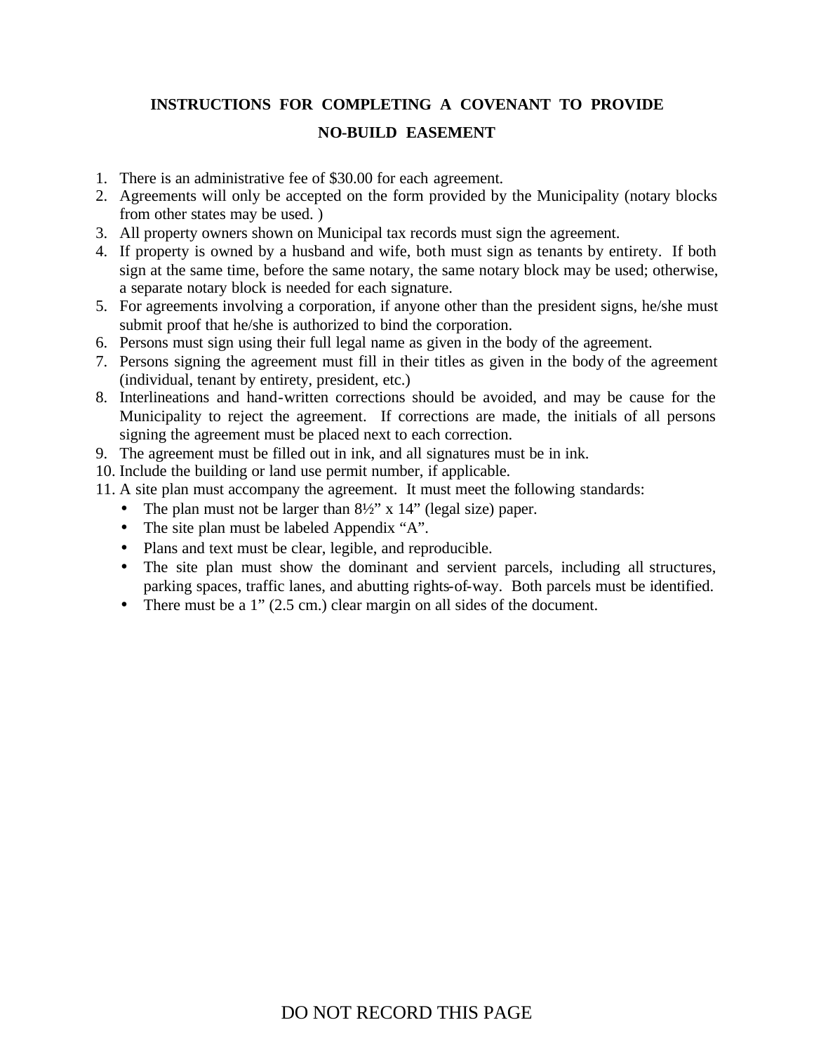# INSTRUCTIONS FOR COMPLETING A COVENANT TO PROVIDE NO-BUILD EASEMENT

1. There is an administrative fee of $30.00 for each agreement.
2. Agreements will only be accepted on the form provided by the Municipality (notary blocks from other states may be used. )
3. All property owners shown on Municipal tax records must sign the agreement.
4. If property is owned by a husband and wife, both must sign as tenants by entirety. If both sign at the same time, before the same notary, the same notary block may be used; otherwise, a separate notary block is needed for each signature.
5. For agreements involving a corporation, if anyone other than the president signs, he/she must submit proof that he/she is authorized to bind the corporation.
6. Persons must sign using their full legal name as given in the body of the agreement.
7. Persons signing the agreement must fill in their titles as given in the body of the agreement (individual, tenant by entirety, president, etc.)
8. Interlineations and hand-written corrections should be avoided, and may be cause for the Municipality to reject the agreement. If corrections are made, the initials of all persons signing the agreement must be placed next to each correction.
9. The agreement must be filled out in ink, and all signatures must be in ink.
10. Include the building or land use permit number, if applicable.
11. A site plan must accompany the agreement. It must meet the following standards:
    - The plan must not be larger than 8½" x 14" (legal size) paper.
    - The site plan must be labeled Appendix "A".
    - Plans and text must be clear, legible, and reproducible.
    - The site plan must show the dominant and servient parcels, including all structures, parking spaces, traffic lanes, and abutting rights-of-way. Both parcels must be identified.
    - There must be a 1" (2.5 cm.) clear margin on all sides of the document.

DO NOT RECORD THIS PAGE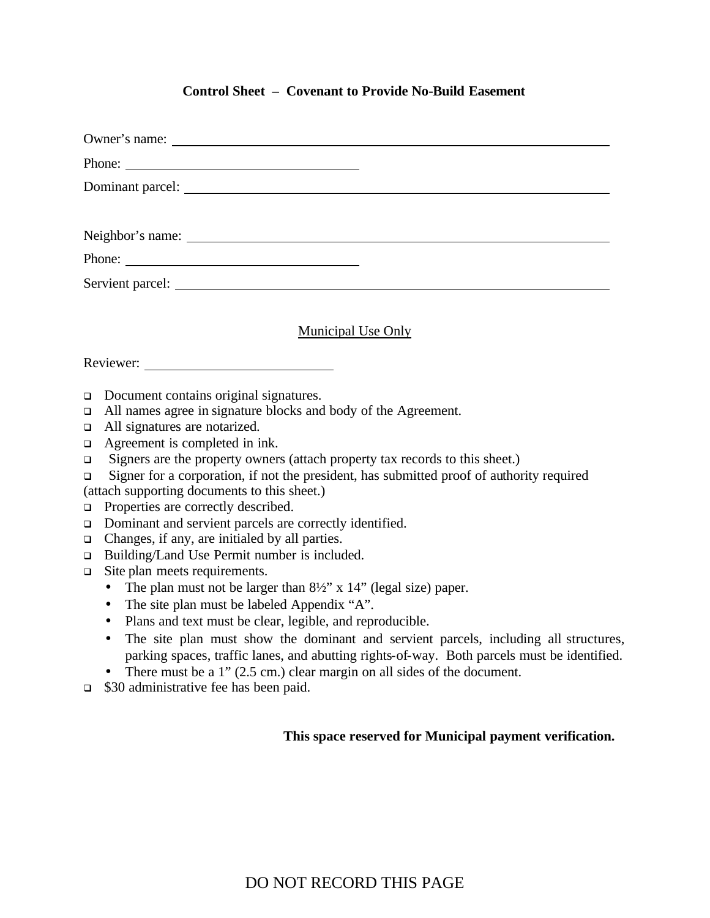**Control Sheet – Covenant to Provide No-Build Easement**

Owner's name: \_\_\_\_\_\_\_\_\_\_\_\_\_\_\_\_\_\_\_\_\_\_\_\_\_\_\_\_\_\_\_\_\_\_\_\_\_\_\_\_

Phone: \_\_\_\_\_\_\_\_\_\_\_\_\_\_\_\_\_\_\_\_\_\_\_\_

Dominant parcel: \_\_\_\_\_\_\_\_\_\_\_\_\_\_\_\_\_\_\_\_\_\_\_\_\_\_\_\_\_\_\_\_\_\_\_\_\_\_\_\_

Neighbor's name: \_\_\_\_\_\_\_\_\_\_\_\_\_\_\_\_\_\_\_\_\_\_\_\_\_\_\_\_\_\_\_\_\_\_\_\_\_\_\_\_

Phone: \_\_\_\_\_\_\_\_\_\_\_\_\_\_\_\_\_\_\_\_\_\_\_\_

Servient parcel: \_\_\_\_\_\_\_\_\_\_\_\_\_\_\_\_\_\_\_\_\_\_\_\_\_\_\_\_\_\_\_\_\_\_\_\_\_\_\_\_

Municipal Use Only

Reviewer: \_\_\_\_\_\_\_\_\_\_\_\_\_\_\_\_\_\_\_\_

- ☐ Document contains original signatures.
- ☐ All names agree in signature blocks and body of the Agreement.
- ☐ All signatures are notarized.
- ☐ Agreement is completed in ink.
- ☐ Signers are the property owners (attach property tax records to this sheet.)
- ☐ Signer for a corporation, if not the president, has submitted proof of authority required (attach supporting documents to this sheet.)
- ☐ Properties are correctly described.
- ☐ Dominant and servient parcels are correctly identified.
- ☐ Changes, if any, are initialed by all parties.
- ☐ Building/Land Use Permit number is included.
- ☐ Site plan meets requirements.
  - The plan must not be larger than 8½" x 14" (legal size) paper.
  - The site plan must be labeled Appendix "A".
  - Plans and text must be clear, legible, and reproducible.
  - The site plan must show the dominant and servient parcels, including all structures, parking spaces, traffic lanes, and abutting rights-of-way. Both parcels must be identified.
  - There must be a 1" (2.5 cm.) clear margin on all sides of the document.
- ☐ $30 administrative fee has been paid.

**This space reserved for Municipal payment verification.**

DO NOT RECORD THIS PAGE